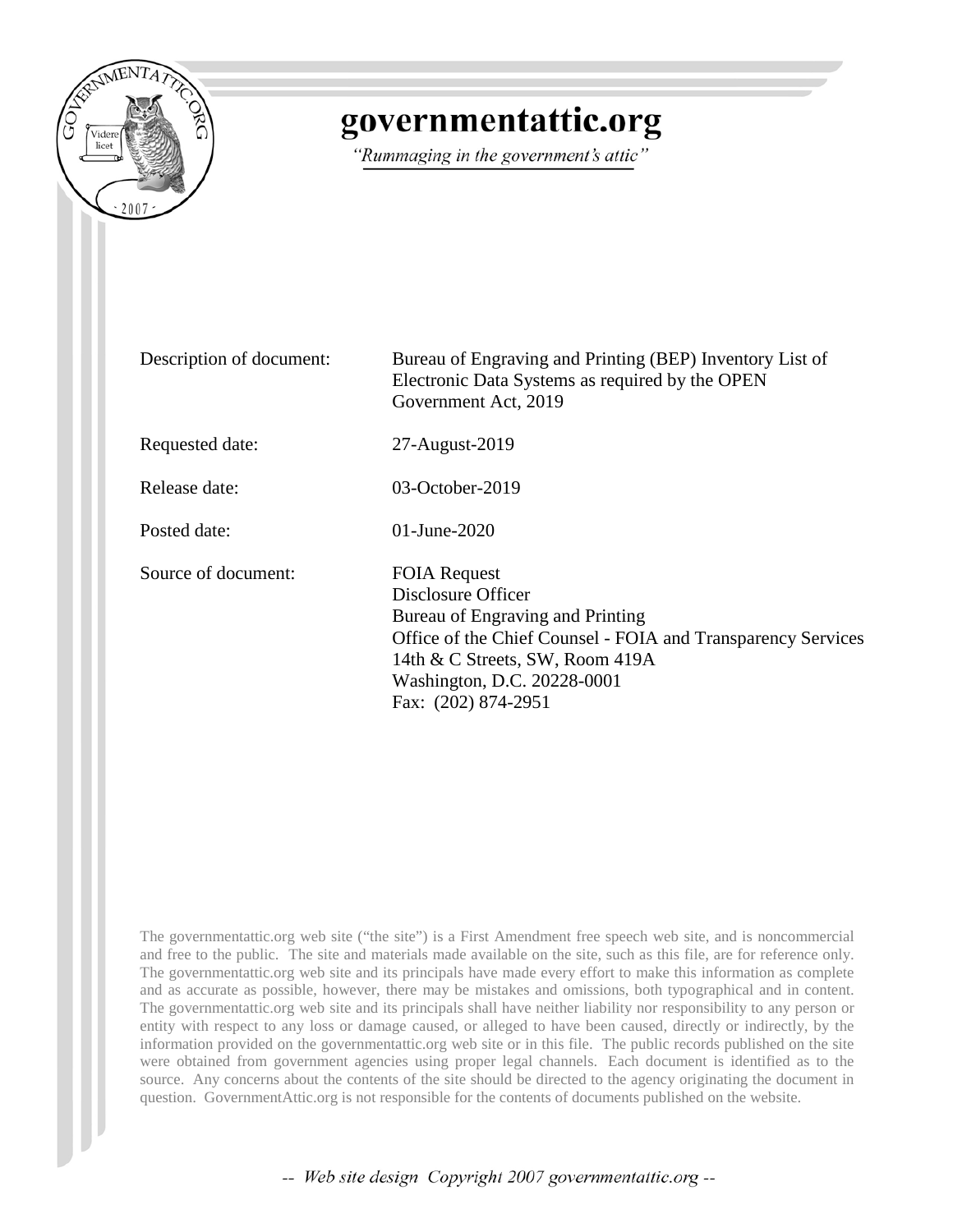# governmentattic.org

*"Rummaging in the government's attic"*

| | |
|---|---|
| Description of document: | Bureau of Engraving and Printing (BEP) Inventory List of Electronic Data Systems as required by the OPEN Government Act, 2019 |
| Requested date: | 27-August-2019 |
| Release date: | 03-October-2019 |
| Posted date: | 01-June-2020 |
| Source of document: | FOIA Request<br>Disclosure Officer<br>Bureau of Engraving and Printing<br>Office of the Chief Counsel - FOIA and Transparency Services<br>14th & C Streets, SW, Room 419A<br>Washington, D.C. 20228-0001<br>Fax: (202) 874-2951 |

The governmentattic.org web site ("the site") is a First Amendment free speech web site, and is noncommercial and free to the public. The site and materials made available on the site, such as this file, are for reference only. The governmentattic.org web site and its principals have made every effort to make this information as complete and as accurate as possible, however, there may be mistakes and omissions, both typographical and in content. The governmentattic.org web site and its principals shall have neither liability nor responsibility to any person or entity with respect to any loss or damage caused, or alleged to have been caused, directly or indirectly, by the information provided on the governmentattic.org web site or in this file. The public records published on the site were obtained from government agencies using proper legal channels. Each document is identified as to the source. Any concerns about the contents of the site should be directed to the agency originating the document in question. GovernmentAttic.org is not responsible for the contents of documents published on the website.

-- Web site design Copyright 2007 governmentattic.org --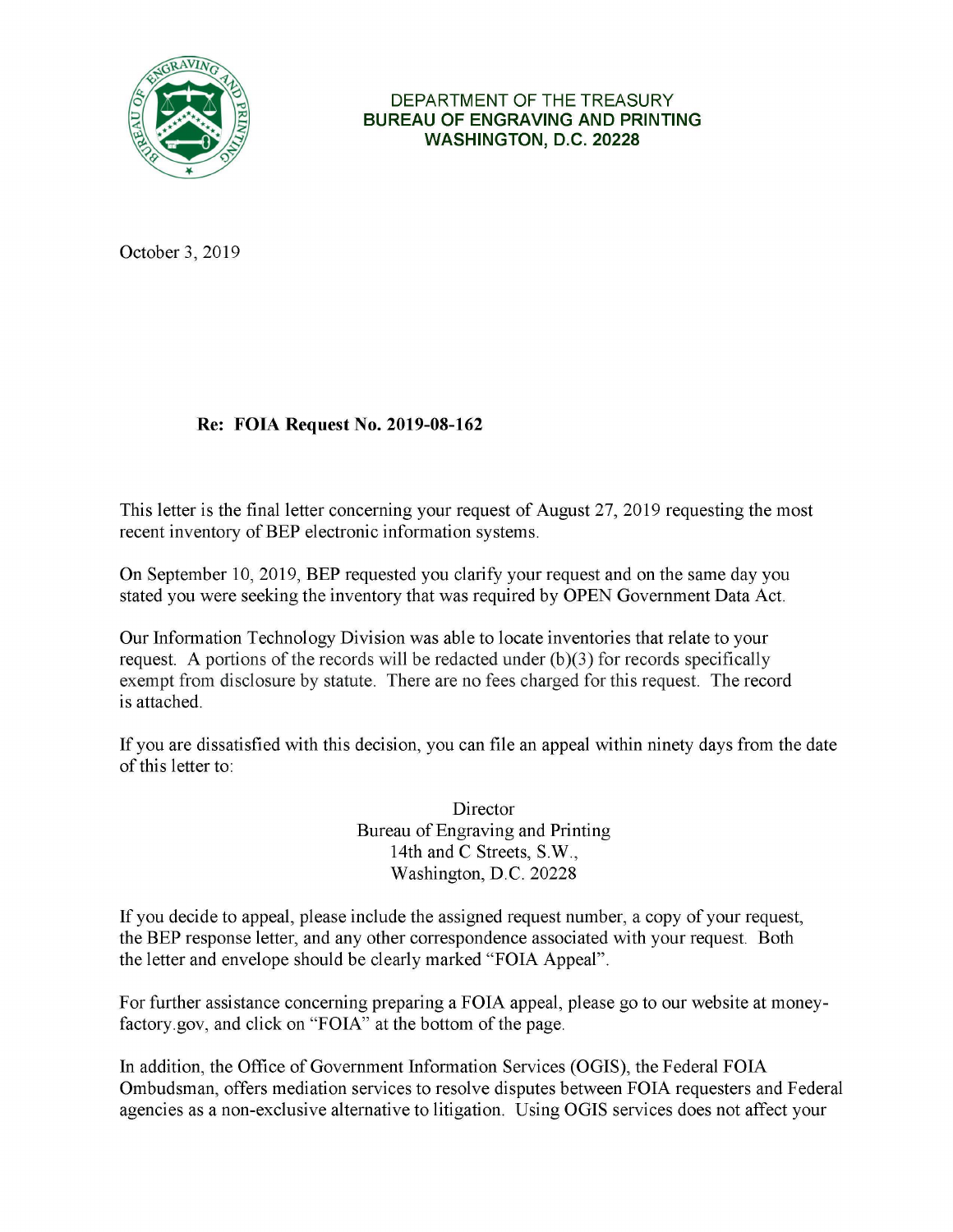DEPARTMENT OF THE TREASURY
**BUREAU OF ENGRAVING AND PRINTING**
**WASHINGTON, D.C. 20228**

October 3, 2019

**Re: FOIA Request No. 2019-08-162**

This letter is the final letter concerning your request of August 27, 2019 requesting the most recent inventory of BEP electronic information systems.

On September 10, 2019, BEP requested you clarify your request and on the same day you stated you were seeking the inventory that was required by OPEN Government Data Act.

Our Information Technology Division was able to locate inventories that relate to your request. A portions of the records will be redacted under (b)(3) for records specifically exempt from disclosure by statute. There are no fees charged for this request. The record is attached.

If you are dissatisfied with this decision, you can file an appeal within ninety days from the date of this letter to:

Director
Bureau of Engraving and Printing
14th and C Streets, S.W.,
Washington, D.C. 20228

If you decide to appeal, please include the assigned request number, a copy of your request, the BEP response letter, and any other correspondence associated with your request. Both the letter and envelope should be clearly marked "FOIA Appeal".

For further assistance concerning preparing a FOIA appeal, please go to our website at money-factory.gov, and click on "FOIA" at the bottom of the page.

In addition, the Office of Government Information Services (OGIS), the Federal FOIA Ombudsman, offers mediation services to resolve disputes between FOIA requesters and Federal agencies as a non-exclusive alternative to litigation. Using OGIS services does not affect your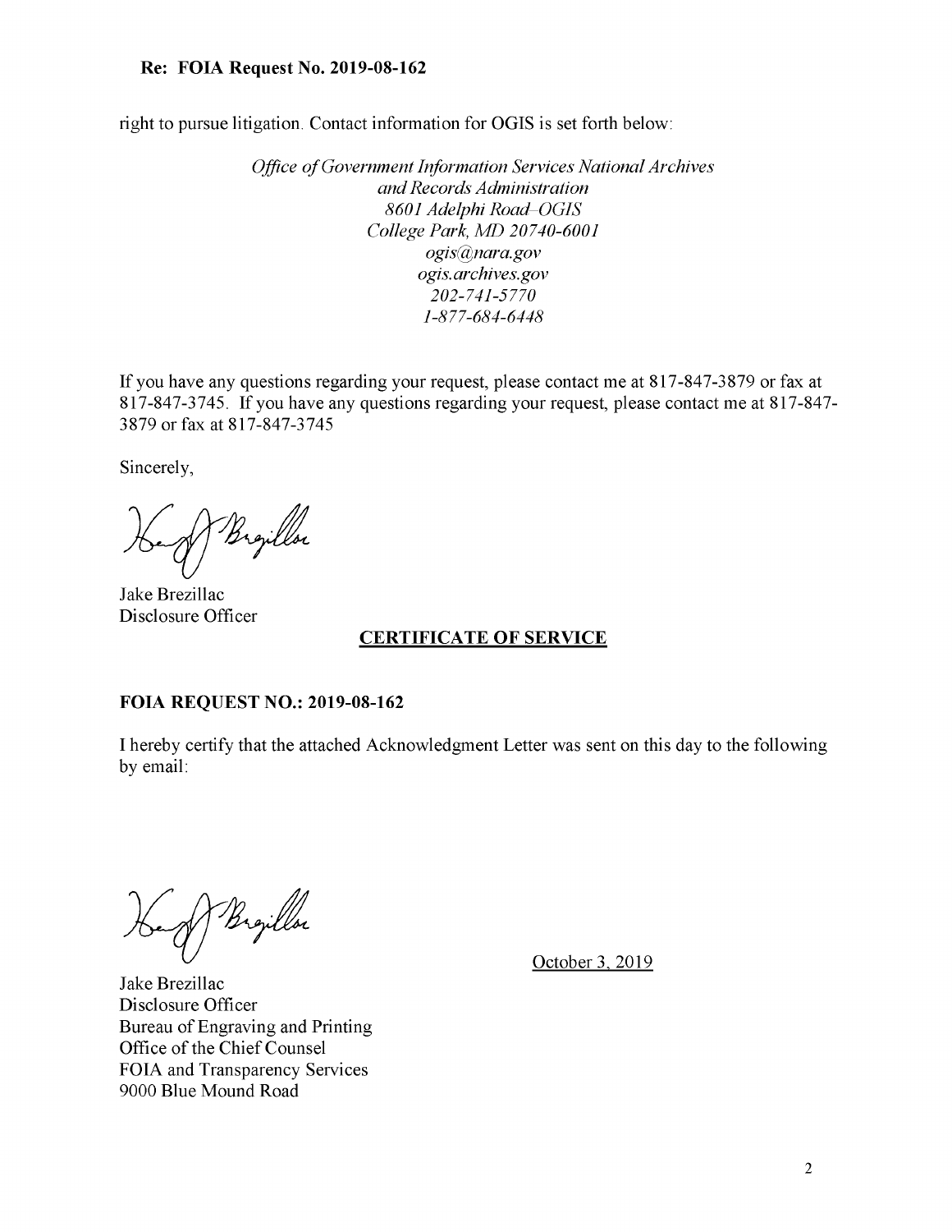**Re: FOIA Request No. 2019-08-162**

right to pursue litigation. Contact information for OGIS is set forth below:

*Office of Government Information Services National Archives*
*and Records Administration*
*8601 Adelphi Road–OGIS*
*College Park, MD 20740-6001*
*ogis@nara.gov*
*ogis.archives.gov*
*202-741-5770*
*1-877-684-6448*

If you have any questions regarding your request, please contact me at 817-847-3879 or fax at 817-847-3745. If you have any questions regarding your request, please contact me at 817-847-3879 or fax at 817-847-3745

Sincerely,

Jake Brezillac
Disclosure Officer

## CERTIFICATE OF SERVICE

**FOIA REQUEST NO.: 2019-08-162**

I hereby certify that the attached Acknowledgment Letter was sent on this day to the following by email:

Jake Brezillac
Disclosure Officer
Bureau of Engraving and Printing
Office of the Chief Counsel
FOIA and Transparency Services
9000 Blue Mound Road

October 3, 2019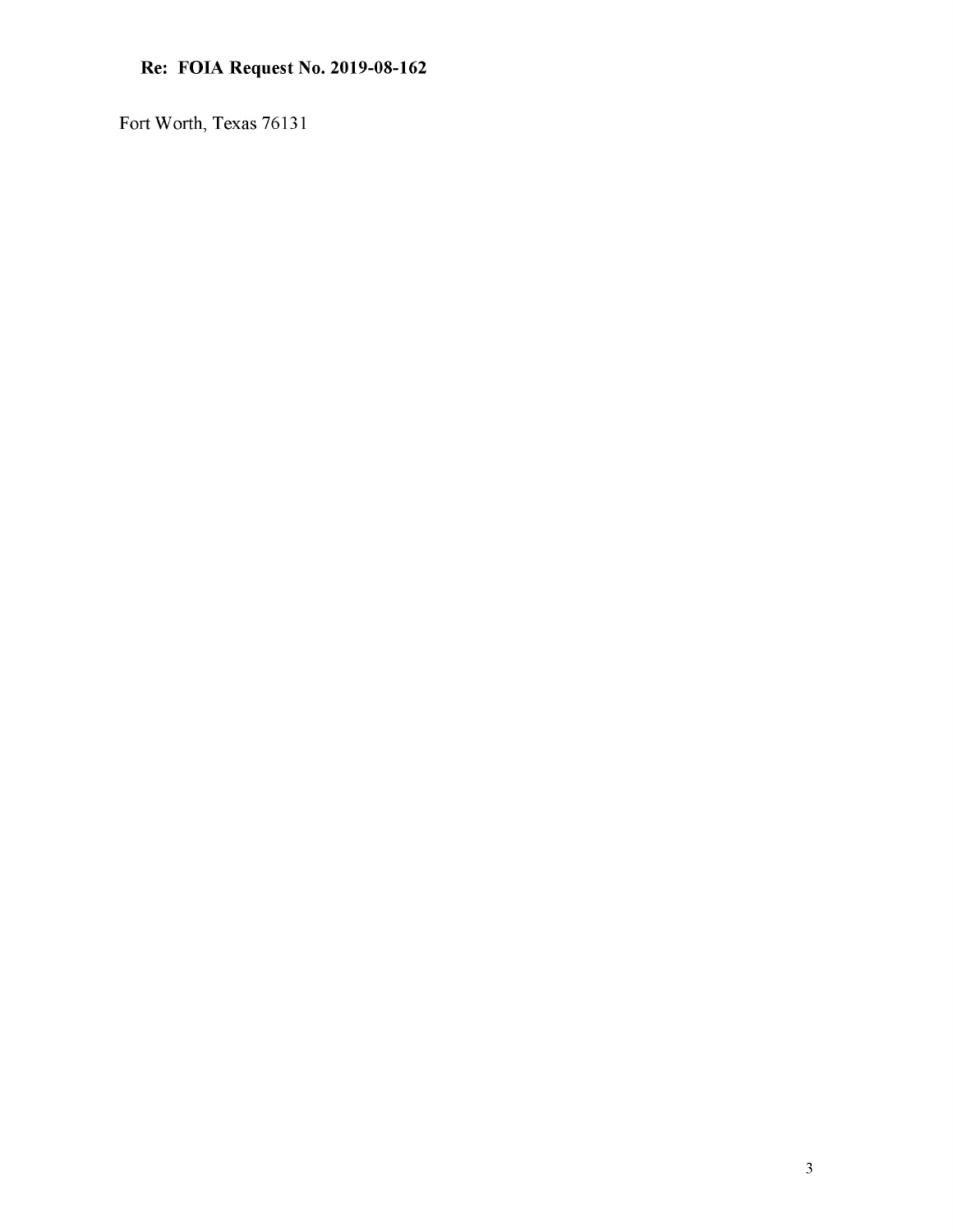Fort Worth, Texas 76131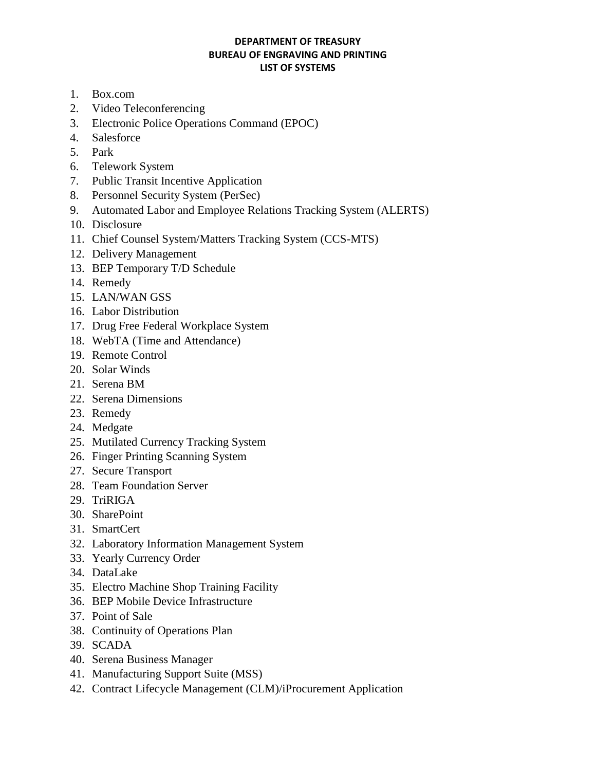**DEPARTMENT OF TREASURY**
**BUREAU OF ENGRAVING AND PRINTING**
**LIST OF SYSTEMS**

1. Box.com
2. Video Teleconferencing
3. Electronic Police Operations Command (EPOC)
4. Salesforce
5. Park
6. Telework System
7. Public Transit Incentive Application
8. Personnel Security System (PerSec)
9. Automated Labor and Employee Relations Tracking System (ALERTS)
10. Disclosure
11. Chief Counsel System/Matters Tracking System (CCS-MTS)
12. Delivery Management
13. BEP Temporary T/D Schedule
14. Remedy
15. LAN/WAN GSS
16. Labor Distribution
17. Drug Free Federal Workplace System
18. WebTA (Time and Attendance)
19. Remote Control
20. Solar Winds
21. Serena BM
22. Serena Dimensions
23. Remedy
24. Medgate
25. Mutilated Currency Tracking System
26. Finger Printing Scanning System
27. Secure Transport
28. Team Foundation Server
29. TriRIGA
30. SharePoint
31. SmartCert
32. Laboratory Information Management System
33. Yearly Currency Order
34. DataLake
35. Electro Machine Shop Training Facility
36. BEP Mobile Device Infrastructure
37. Point of Sale
38. Continuity of Operations Plan
39. SCADA
40. Serena Business Manager
41. Manufacturing Support Suite (MSS)
42. Contract Lifecycle Management (CLM)/iProcurement Application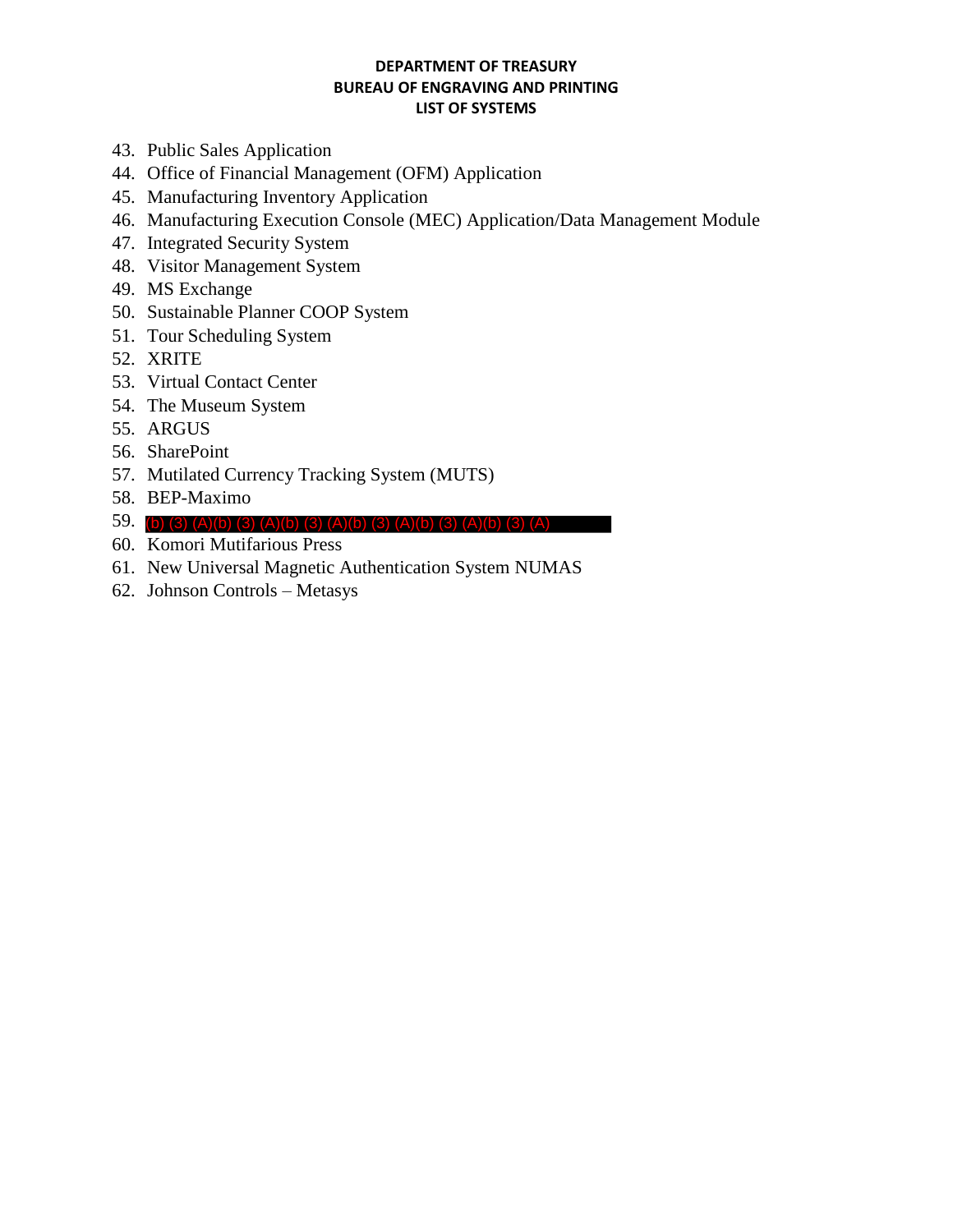**DEPARTMENT OF TREASURY**
**BUREAU OF ENGRAVING AND PRINTING**
**LIST OF SYSTEMS**

43. Public Sales Application
44. Office of Financial Management (OFM) Application
45. Manufacturing Inventory Application
46. Manufacturing Execution Console (MEC) Application/Data Management Module
47. Integrated Security System
48. Visitor Management System
49. MS Exchange
50. Sustainable Planner COOP System
51. Tour Scheduling System
52. XRITE
53. Virtual Contact Center
54. The Museum System
55. ARGUS
56. SharePoint
57. Mutilated Currency Tracking System (MUTS)
58. BEP-Maximo
59. (b) (3) (A)(b) (3) (A)(b) (3) (A)(b) (3) (A)(b) (3) (A)(b) (3) (A)
60. Komori Mutifarious Press
61. New Universal Magnetic Authentication System NUMAS
62. Johnson Controls – Metasys